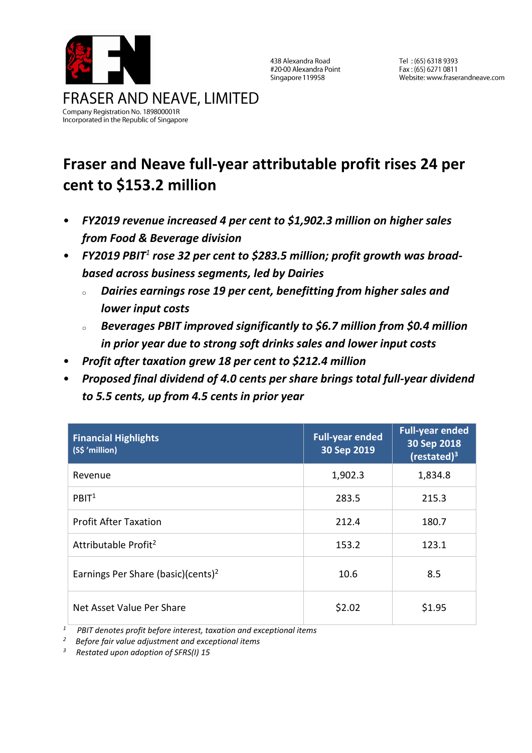FRASER AND NEAVE, LIMITED
Company Registration No. 189800001R
Incorporated in the Republic of Singapore

438 Alexandra Road
#20-00 Alexandra Point
Singapore 119958

Tel : (65) 6318 9393
Fax : (65) 6271 0811
Website: www.fraserandneave.com

# Fraser and Neave full-year attributable profit rises 24 per cent to $153.2 million

- ***FY2019 revenue increased 4 per cent to $1,902.3 million on higher sales from Food & Beverage division***
- ***FY2019 PBIT[1] rose 32 per cent to $283.5 million; profit growth was broad-based across business segments, led by Dairies***
  - ***Dairies earnings rose 19 per cent, benefitting from higher sales and lower input costs***
  - ***Beverages PBIT improved significantly to $6.7 million from $0.4 million in prior year due to strong soft drinks sales and lower input costs***
- ***Profit after taxation grew 18 per cent to $212.4 million***
- ***Proposed final dividend of 4.0 cents per share brings total full-year dividend to 5.5 cents, up from 4.5 cents in prior year***

| **Financial Highlights** (S$ 'million) | **Full-year ended 30 Sep 2019** | **Full-year ended 30 Sep 2018 (restated)[3]** |
|---|---|---|
| Revenue | 1,902.3 | 1,834.8 |
| PBIT[1] | 283.5 | 215.3 |
| Profit After Taxation | 212.4 | 180.7 |
| Attributable Profit[2] | 153.2 | 123.1 |
| Earnings Per Share (basic)(cents)[2] | 10.6 | 8.5 |
| Net Asset Value Per Share | $2.02 | $1.95 |

[1] *PBIT denotes profit before interest, taxation and exceptional items*
[2] *Before fair value adjustment and exceptional items*
[3] *Restated upon adoption of SFRS(I) 15*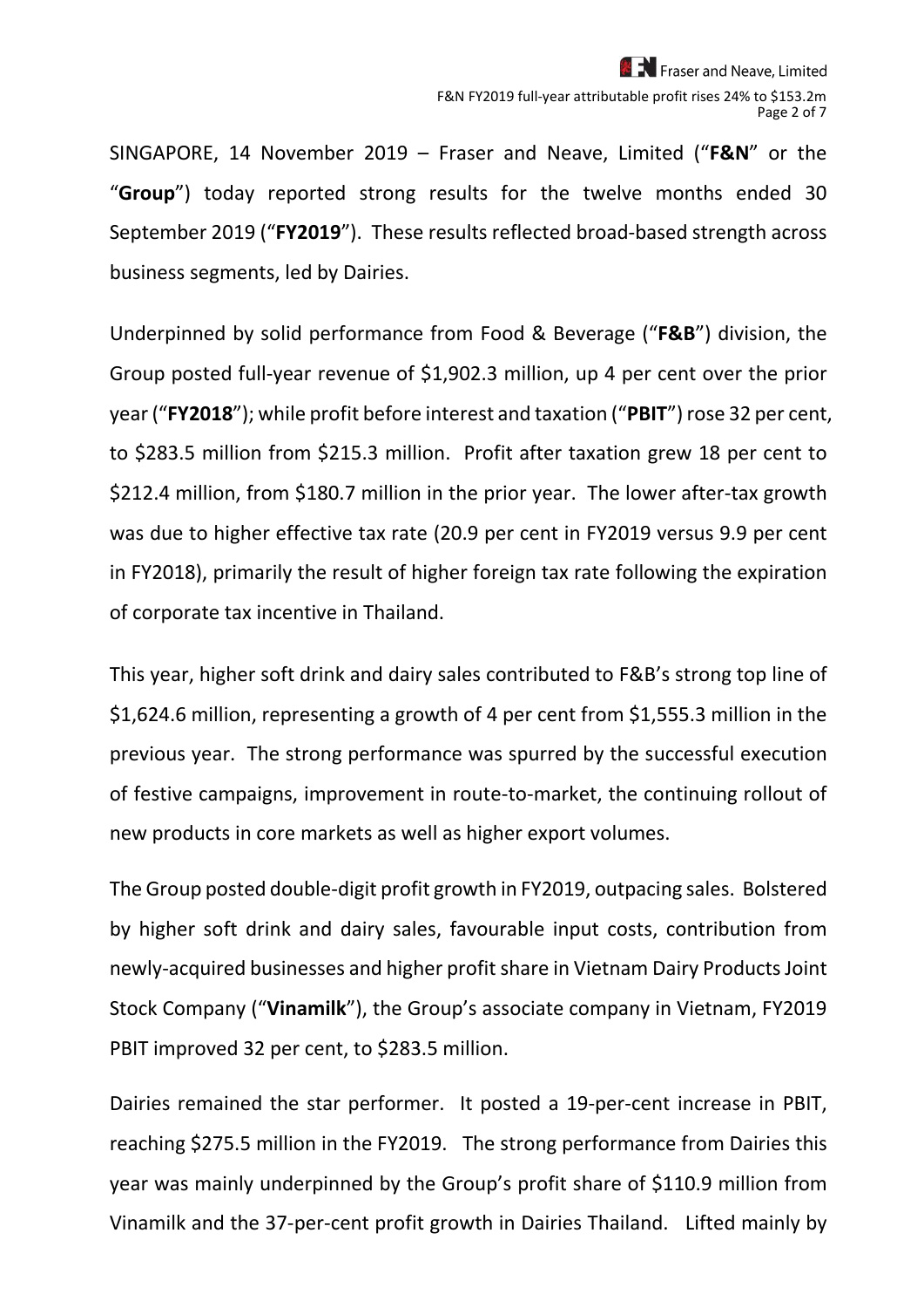SINGAPORE, 14 November 2019 – Fraser and Neave, Limited ("**F&N**" or the "**Group**") today reported strong results for the twelve months ended 30 September 2019 ("**FY2019**"). These results reflected broad-based strength across business segments, led by Dairies.

Underpinned by solid performance from Food & Beverage ("**F&B**") division, the Group posted full-year revenue of $1,902.3 million, up 4 per cent over the prior year ("**FY2018**"); while profit before interest and taxation ("**PBIT**") rose 32 per cent, to $283.5 million from $215.3 million. Profit after taxation grew 18 per cent to $212.4 million, from $180.7 million in the prior year. The lower after-tax growth was due to higher effective tax rate (20.9 per cent in FY2019 versus 9.9 per cent in FY2018), primarily the result of higher foreign tax rate following the expiration of corporate tax incentive in Thailand.

This year, higher soft drink and dairy sales contributed to F&B's strong top line of $1,624.6 million, representing a growth of 4 per cent from $1,555.3 million in the previous year. The strong performance was spurred by the successful execution of festive campaigns, improvement in route-to-market, the continuing rollout of new products in core markets as well as higher export volumes.

The Group posted double-digit profit growth in FY2019, outpacing sales. Bolstered by higher soft drink and dairy sales, favourable input costs, contribution from newly-acquired businesses and higher profit share in Vietnam Dairy Products Joint Stock Company ("**Vinamilk**"), the Group's associate company in Vietnam, FY2019 PBIT improved 32 per cent, to $283.5 million.

Dairies remained the star performer. It posted a 19-per-cent increase in PBIT, reaching $275.5 million in the FY2019. The strong performance from Dairies this year was mainly underpinned by the Group's profit share of $110.9 million from Vinamilk and the 37-per-cent profit growth in Dairies Thailand. Lifted mainly by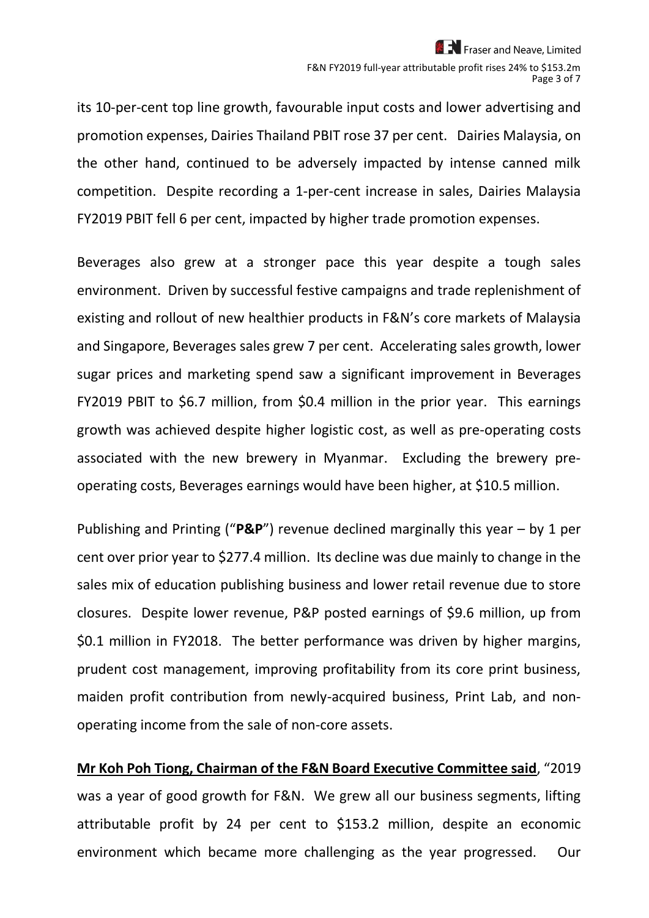its 10-per-cent top line growth, favourable input costs and lower advertising and promotion expenses, Dairies Thailand PBIT rose 37 per cent. Dairies Malaysia, on the other hand, continued to be adversely impacted by intense canned milk competition. Despite recording a 1-per-cent increase in sales, Dairies Malaysia FY2019 PBIT fell 6 per cent, impacted by higher trade promotion expenses.

Beverages also grew at a stronger pace this year despite a tough sales environment. Driven by successful festive campaigns and trade replenishment of existing and rollout of new healthier products in F&N's core markets of Malaysia and Singapore, Beverages sales grew 7 per cent. Accelerating sales growth, lower sugar prices and marketing spend saw a significant improvement in Beverages FY2019 PBIT to $6.7 million, from $0.4 million in the prior year. This earnings growth was achieved despite higher logistic cost, as well as pre-operating costs associated with the new brewery in Myanmar. Excluding the brewery pre-operating costs, Beverages earnings would have been higher, at $10.5 million.

Publishing and Printing ("**P&P**") revenue declined marginally this year – by 1 per cent over prior year to $277.4 million. Its decline was due mainly to change in the sales mix of education publishing business and lower retail revenue due to store closures. Despite lower revenue, P&P posted earnings of $9.6 million, up from $0.1 million in FY2018. The better performance was driven by higher margins, prudent cost management, improving profitability from its core print business, maiden profit contribution from newly-acquired business, Print Lab, and non-operating income from the sale of non-core assets.

**Mr Koh Poh Tiong, Chairman of the F&N Board Executive Committee said**, "2019 was a year of good growth for F&N. We grew all our business segments, lifting attributable profit by 24 per cent to $153.2 million, despite an economic environment which became more challenging as the year progressed. Our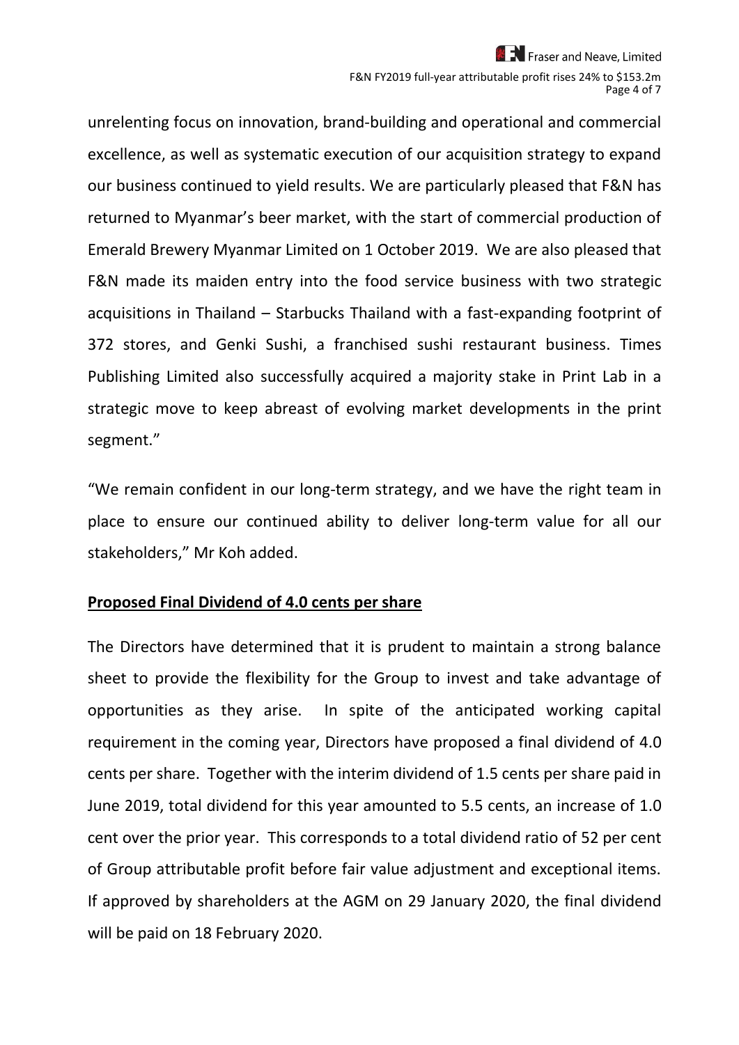unrelenting focus on innovation, brand-building and operational and commercial excellence, as well as systematic execution of our acquisition strategy to expand our business continued to yield results. We are particularly pleased that F&N has returned to Myanmar's beer market, with the start of commercial production of Emerald Brewery Myanmar Limited on 1 October 2019. We are also pleased that F&N made its maiden entry into the food service business with two strategic acquisitions in Thailand – Starbucks Thailand with a fast-expanding footprint of 372 stores, and Genki Sushi, a franchised sushi restaurant business. Times Publishing Limited also successfully acquired a majority stake in Print Lab in a strategic move to keep abreast of evolving market developments in the print segment."

"We remain confident in our long-term strategy, and we have the right team in place to ensure our continued ability to deliver long-term value for all our stakeholders," Mr Koh added.

**Proposed Final Dividend of 4.0 cents per share**

The Directors have determined that it is prudent to maintain a strong balance sheet to provide the flexibility for the Group to invest and take advantage of opportunities as they arise. In spite of the anticipated working capital requirement in the coming year, Directors have proposed a final dividend of 4.0 cents per share. Together with the interim dividend of 1.5 cents per share paid in June 2019, total dividend for this year amounted to 5.5 cents, an increase of 1.0 cent over the prior year. This corresponds to a total dividend ratio of 52 per cent of Group attributable profit before fair value adjustment and exceptional items. If approved by shareholders at the AGM on 29 January 2020, the final dividend will be paid on 18 February 2020.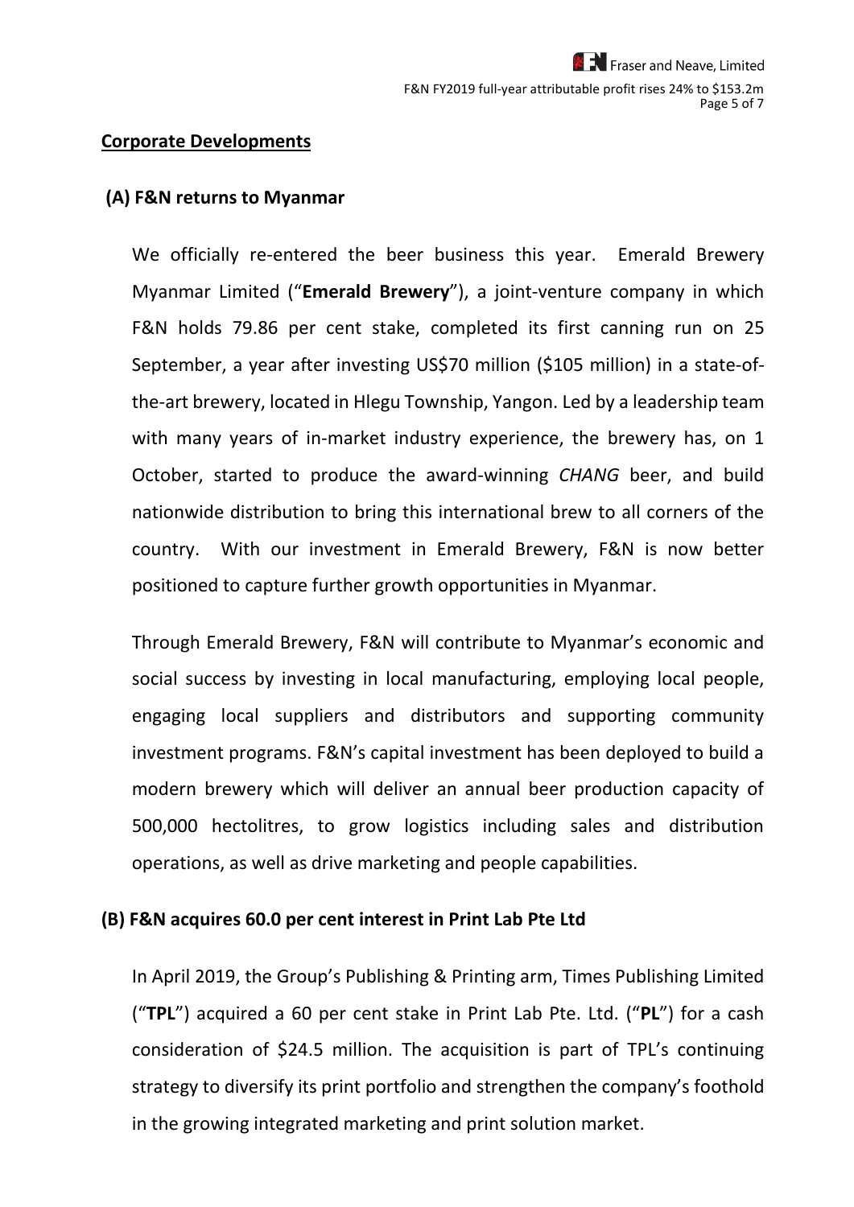## Corporate Developments

### (A) F&N returns to Myanmar

We officially re-entered the beer business this year. Emerald Brewery Myanmar Limited ("**Emerald Brewery**"), a joint-venture company in which F&N holds 79.86 per cent stake, completed its first canning run on 25 September, a year after investing US$70 million ($105 million) in a state-of-the-art brewery, located in Hlegu Township, Yangon. Led by a leadership team with many years of in-market industry experience, the brewery has, on 1 October, started to produce the award-winning *CHANG* beer, and build nationwide distribution to bring this international brew to all corners of the country. With our investment in Emerald Brewery, F&N is now better positioned to capture further growth opportunities in Myanmar.

Through Emerald Brewery, F&N will contribute to Myanmar's economic and social success by investing in local manufacturing, employing local people, engaging local suppliers and distributors and supporting community investment programs. F&N's capital investment has been deployed to build a modern brewery which will deliver an annual beer production capacity of 500,000 hectolitres, to grow logistics including sales and distribution operations, as well as drive marketing and people capabilities.

### (B) F&N acquires 60.0 per cent interest in Print Lab Pte Ltd

In April 2019, the Group's Publishing & Printing arm, Times Publishing Limited ("**TPL**") acquired a 60 per cent stake in Print Lab Pte. Ltd. ("**PL**") for a cash consideration of $24.5 million. The acquisition is part of TPL's continuing strategy to diversify its print portfolio and strengthen the company's foothold in the growing integrated marketing and print solution market.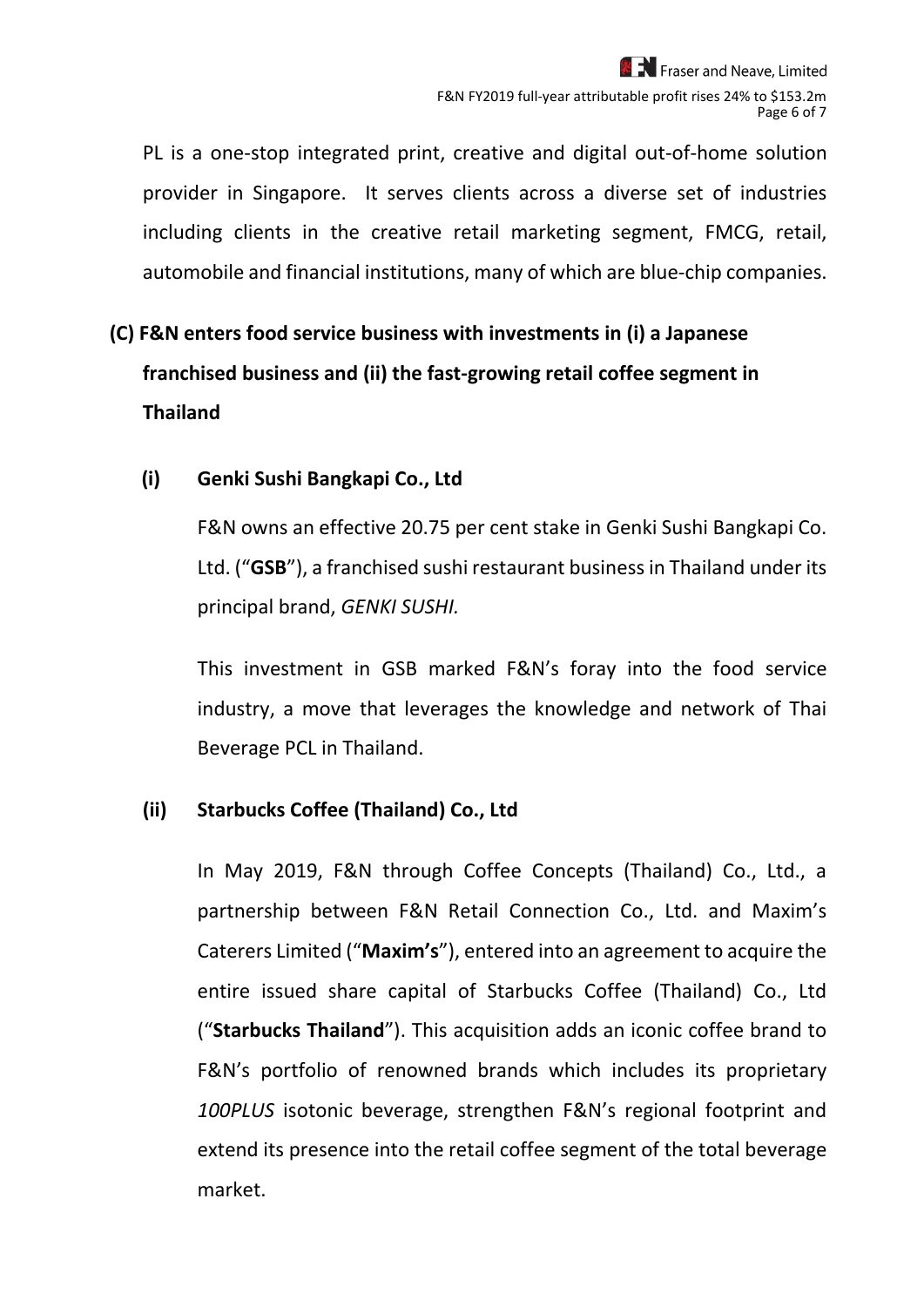PL is a one-stop integrated print, creative and digital out-of-home solution provider in Singapore. It serves clients across a diverse set of industries including clients in the creative retail marketing segment, FMCG, retail, automobile and financial institutions, many of which are blue-chip companies.

## (C) F&N enters food service business with investments in (i) a Japanese franchised business and (ii) the fast-growing retail coffee segment in Thailand

### (i) Genki Sushi Bangkapi Co., Ltd

F&N owns an effective 20.75 per cent stake in Genki Sushi Bangkapi Co. Ltd. ("**GSB**"), a franchised sushi restaurant business in Thailand under its principal brand, *GENKI SUSHI*.

This investment in GSB marked F&N's foray into the food service industry, a move that leverages the knowledge and network of Thai Beverage PCL in Thailand.

### (ii) Starbucks Coffee (Thailand) Co., Ltd

In May 2019, F&N through Coffee Concepts (Thailand) Co., Ltd., a partnership between F&N Retail Connection Co., Ltd. and Maxim's Caterers Limited ("**Maxim's**"), entered into an agreement to acquire the entire issued share capital of Starbucks Coffee (Thailand) Co., Ltd ("**Starbucks Thailand**"). This acquisition adds an iconic coffee brand to F&N's portfolio of renowned brands which includes its proprietary *100PLUS* isotonic beverage, strengthen F&N's regional footprint and extend its presence into the retail coffee segment of the total beverage market.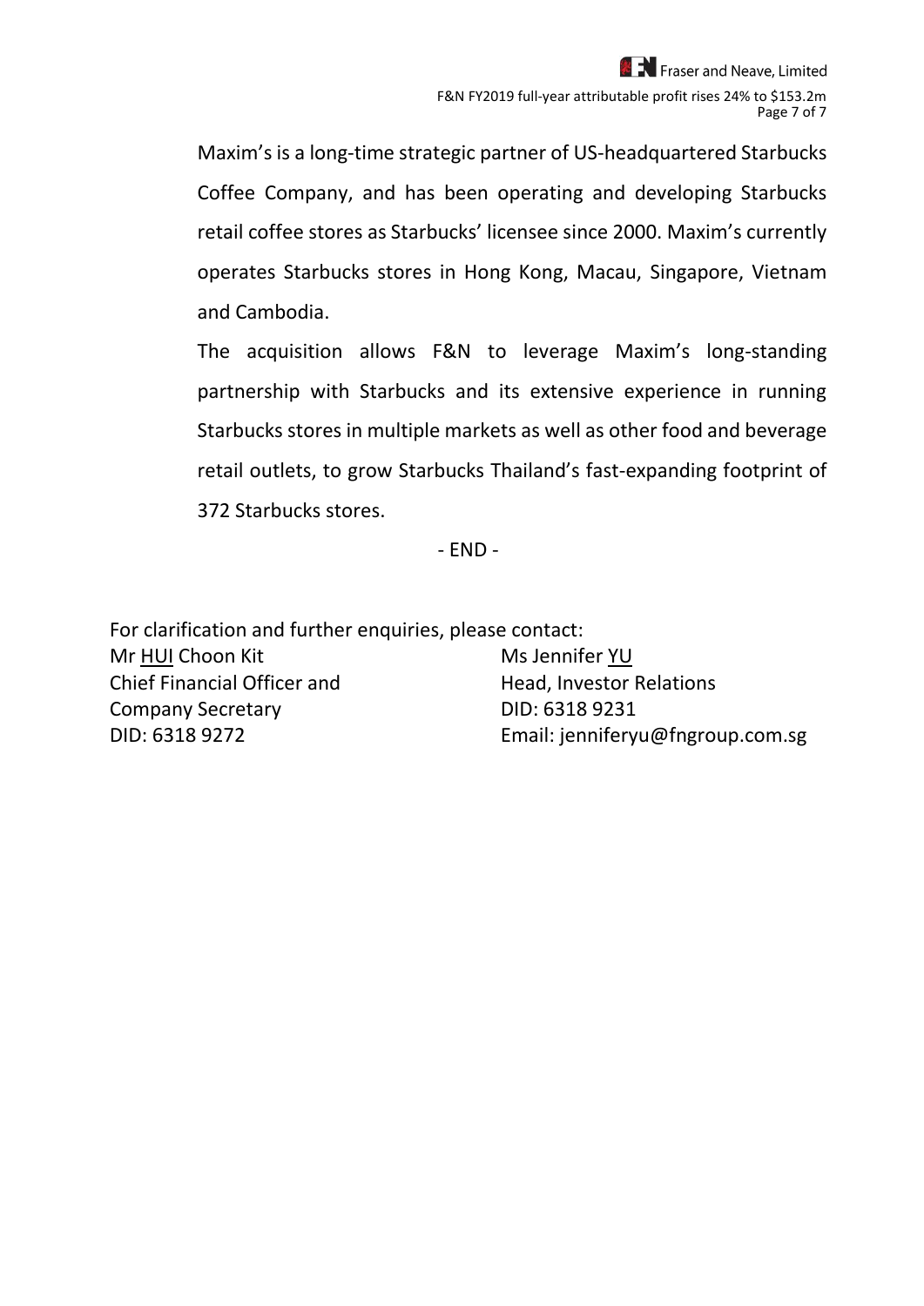Maxim's is a long-time strategic partner of US-headquartered Starbucks Coffee Company, and has been operating and developing Starbucks retail coffee stores as Starbucks' licensee since 2000. Maxim's currently operates Starbucks stores in Hong Kong, Macau, Singapore, Vietnam and Cambodia.

The acquisition allows F&N to leverage Maxim's long-standing partnership with Starbucks and its extensive experience in running Starbucks stores in multiple markets as well as other food and beverage retail outlets, to grow Starbucks Thailand's fast-expanding footprint of 372 Starbucks stores.

- END -

For clarification and further enquiries, please contact:

| | |
|---|---|
| Mr HUI Choon Kit | Ms Jennifer YU |
| Chief Financial Officer and Company Secretary | Head, Investor Relations |
| DID: 6318 9272 | DID: 6318 9231 |
| | Email: jenniferyu@fngroup.com.sg |